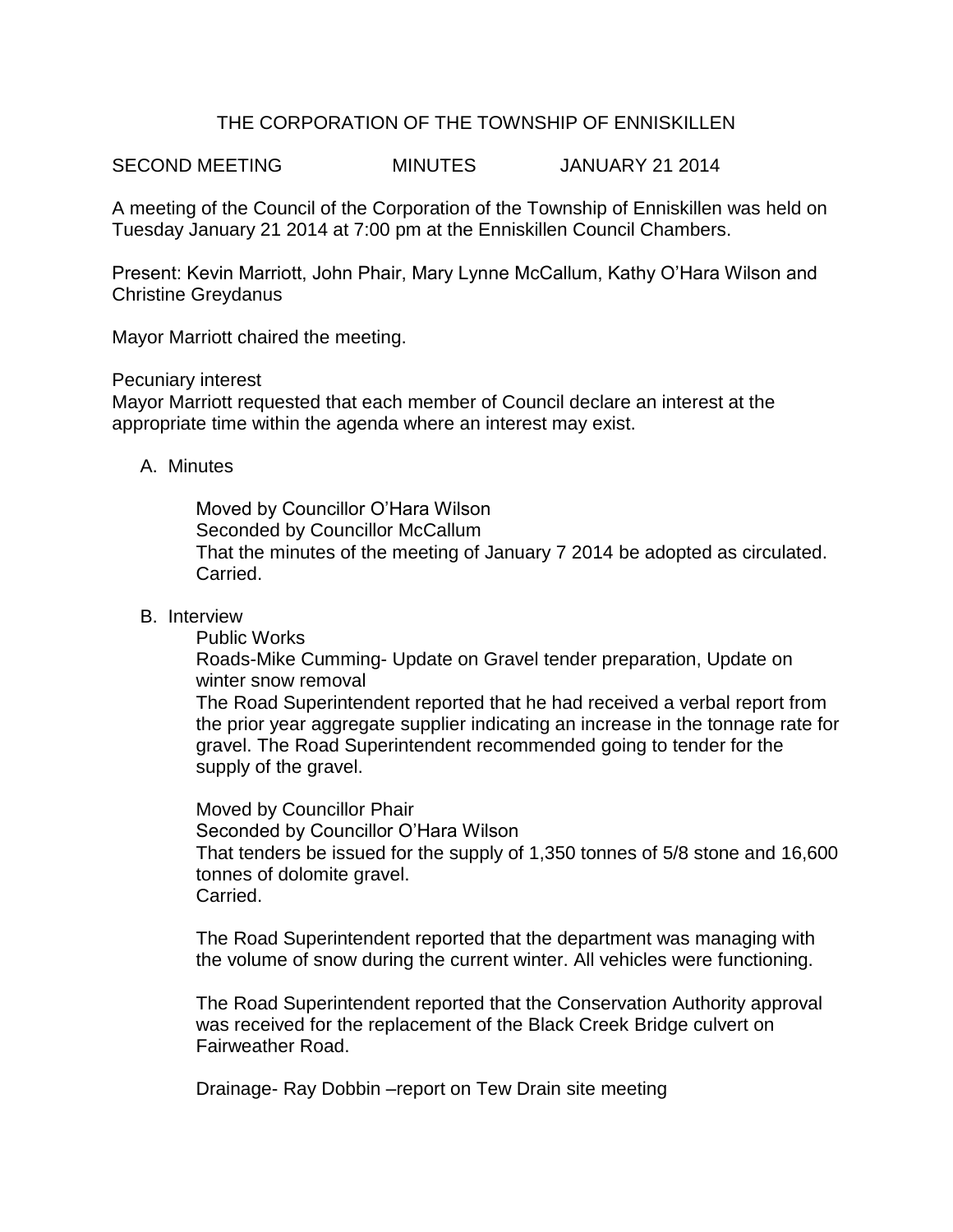# THE CORPORATION OF THE TOWNSHIP OF ENNISKILLEN

SECOND MEETING MINUTES JANUARY 21 2014

A meeting of the Council of the Corporation of the Township of Enniskillen was held on Tuesday January 21 2014 at 7:00 pm at the Enniskillen Council Chambers.

Present: Kevin Marriott, John Phair, Mary Lynne McCallum, Kathy O'Hara Wilson and Christine Greydanus

Mayor Marriott chaired the meeting.

Pecuniary interest

Mayor Marriott requested that each member of Council declare an interest at the appropriate time within the agenda where an interest may exist.

A. Minutes

Moved by Councillor O'Hara Wilson
Seconded by Councillor McCallum
That the minutes of the meeting of January 7 2014 be adopted as circulated.
Carried.

B. Interview

Public Works

Roads-Mike Cumming- Update on Gravel tender preparation, Update on winter snow removal

The Road Superintendent reported that he had received a verbal report from the prior year aggregate supplier indicating an increase in the tonnage rate for gravel. The Road Superintendent recommended going to tender for the supply of the gravel.

Moved by Councillor Phair
Seconded by Councillor O'Hara Wilson
That tenders be issued for the supply of 1,350 tonnes of 5/8 stone and 16,600 tonnes of dolomite gravel.
Carried.

The Road Superintendent reported that the department was managing with the volume of snow during the current winter. All vehicles were functioning.

The Road Superintendent reported that the Conservation Authority approval was received for the replacement of the Black Creek Bridge culvert on Fairweather Road.

Drainage- Ray Dobbin –report on Tew Drain site meeting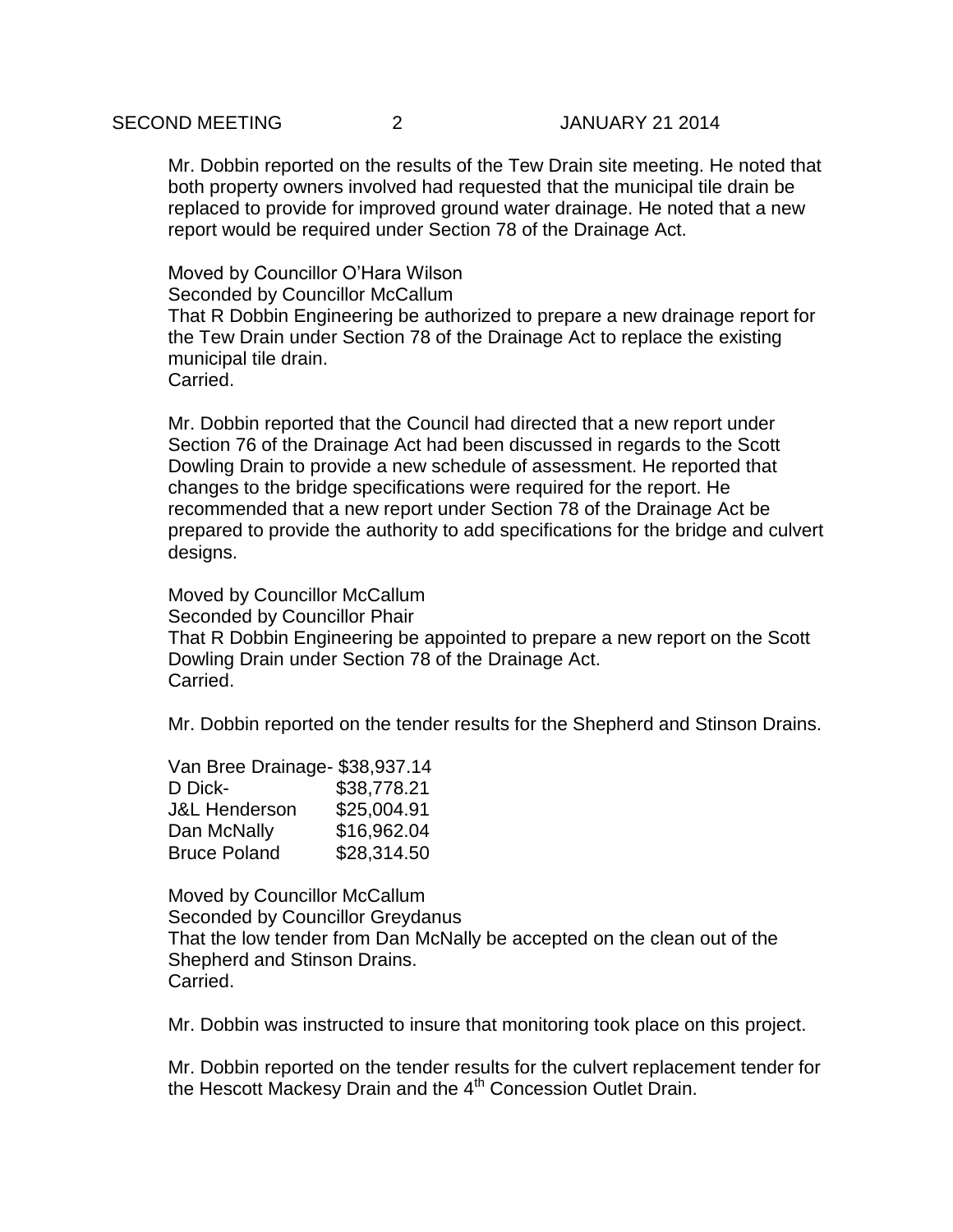Mr. Dobbin reported on the results of the Tew Drain site meeting. He noted that both property owners involved had requested that the municipal tile drain be replaced to provide for improved ground water drainage. He noted that a new report would be required under Section 78 of the Drainage Act.

Moved by Councillor O'Hara Wilson
Seconded by Councillor McCallum
That R Dobbin Engineering be authorized to prepare a new drainage report for the Tew Drain under Section 78 of the Drainage Act to replace the existing municipal tile drain.
Carried.

Mr. Dobbin reported that the Council had directed that a new report under Section 76 of the Drainage Act had been discussed in regards to the Scott Dowling Drain to provide a new schedule of assessment. He reported that changes to the bridge specifications were required for the report. He recommended that a new report under Section 78 of the Drainage Act be prepared to provide the authority to add specifications for the bridge and culvert designs.

Moved by Councillor McCallum
Seconded by Councillor Phair
That R Dobbin Engineering be appointed to prepare a new report on the Scott Dowling Drain under Section 78 of the Drainage Act.
Carried.

Mr. Dobbin reported on the tender results for the Shepherd and Stinson Drains.

| | |
|---|---|
| Van Bree Drainage- | $38,937.14 |
| D Dick- | $38,778.21 |
| J&L Henderson | $25,004.91 |
| Dan McNally | $16,962.04 |
| Bruce Poland | $28,314.50 |

Moved by Councillor McCallum
Seconded by Councillor Greydanus
That the low tender from Dan McNally be accepted on the clean out of the Shepherd and Stinson Drains.
Carried.

Mr. Dobbin was instructed to insure that monitoring took place on this project.

Mr. Dobbin reported on the tender results for the culvert replacement tender for the Hescott Mackesy Drain and the 4th Concession Outlet Drain.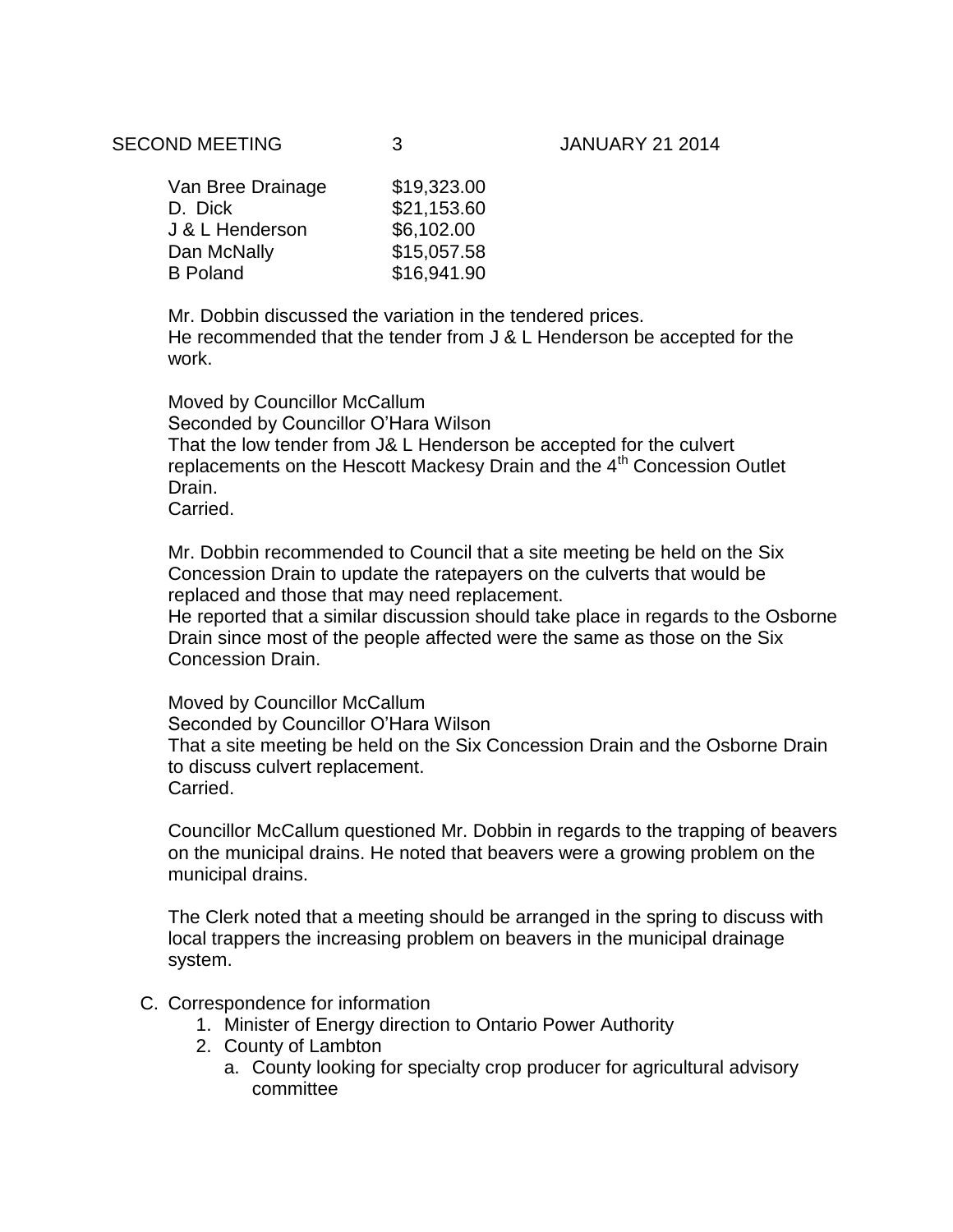| | |
|---|---|
| Van Bree Drainage | $19,323.00 |
| D. Dick | $21,153.60 |
| J & L Henderson | $6,102.00 |
| Dan McNally | $15,057.58 |
| B Poland | $16,941.90 |

Mr. Dobbin discussed the variation in the tendered prices.
He recommended that the tender from J & L Henderson be accepted for the work.

Moved by Councillor McCallum
Seconded by Councillor O'Hara Wilson
That the low tender from J& L Henderson be accepted for the culvert replacements on the Hescott Mackesy Drain and the 4th Concession Outlet Drain.
Carried.

Mr. Dobbin recommended to Council that a site meeting be held on the Six Concession Drain to update the ratepayers on the culverts that would be replaced and those that may need replacement.
He reported that a similar discussion should take place in regards to the Osborne Drain since most of the people affected were the same as those on the Six Concession Drain.

Moved by Councillor McCallum
Seconded by Councillor O'Hara Wilson
That a site meeting be held on the Six Concession Drain and the Osborne Drain to discuss culvert replacement.
Carried.

Councillor McCallum questioned Mr. Dobbin in regards to the trapping of beavers on the municipal drains. He noted that beavers were a growing problem on the municipal drains.

The Clerk noted that a meeting should be arranged in the spring to discuss with local trappers the increasing problem on beavers in the municipal drainage system.

C. Correspondence for information
   1. Minister of Energy direction to Ontario Power Authority
   2. County of Lambton
      a. County looking for specialty crop producer for agricultural advisory committee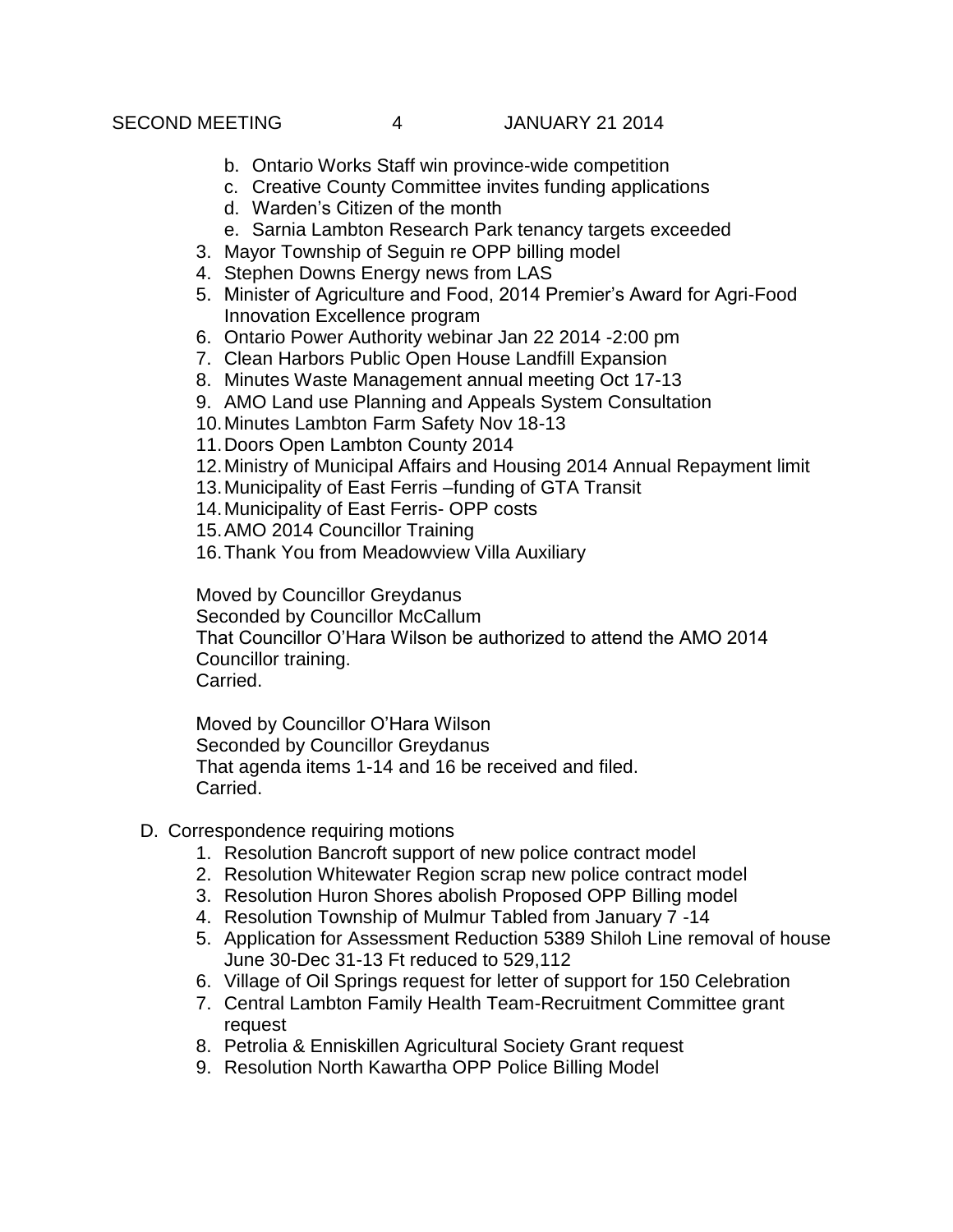b. Ontario Works Staff win province-wide competition
   c. Creative County Committee invites funding applications
   d. Warden's Citizen of the month
   e. Sarnia Lambton Research Park tenancy targets exceeded
3. Mayor Township of Seguin re OPP billing model
4. Stephen Downs Energy news from LAS
5. Minister of Agriculture and Food, 2014 Premier's Award for Agri-Food Innovation Excellence program
6. Ontario Power Authority webinar Jan 22 2014 -2:00 pm
7. Clean Harbors Public Open House Landfill Expansion
8. Minutes Waste Management annual meeting Oct 17-13
9. AMO Land use Planning and Appeals System Consultation
10. Minutes Lambton Farm Safety Nov 18-13
11. Doors Open Lambton County 2014
12. Ministry of Municipal Affairs and Housing 2014 Annual Repayment limit
13. Municipality of East Ferris –funding of GTA Transit
14. Municipality of East Ferris- OPP costs
15. AMO 2014 Councillor Training
16. Thank You from Meadowview Villa Auxiliary

Moved by Councillor Greydanus
Seconded by Councillor McCallum
That Councillor O'Hara Wilson be authorized to attend the AMO 2014 Councillor training.
Carried.

Moved by Councillor O'Hara Wilson
Seconded by Councillor Greydanus
That agenda items 1-14 and 16 be received and filed.
Carried.

D. Correspondence requiring motions
1. Resolution Bancroft support of new police contract model
2. Resolution Whitewater Region scrap new police contract model
3. Resolution Huron Shores abolish Proposed OPP Billing model
4. Resolution Township of Mulmur Tabled from January 7 -14
5. Application for Assessment Reduction 5389 Shiloh Line removal of house June 30-Dec 31-13 Ft reduced to 529,112
6. Village of Oil Springs request for letter of support for 150 Celebration
7. Central Lambton Family Health Team-Recruitment Committee grant request
8. Petrolia & Enniskillen Agricultural Society Grant request
9. Resolution North Kawartha OPP Police Billing Model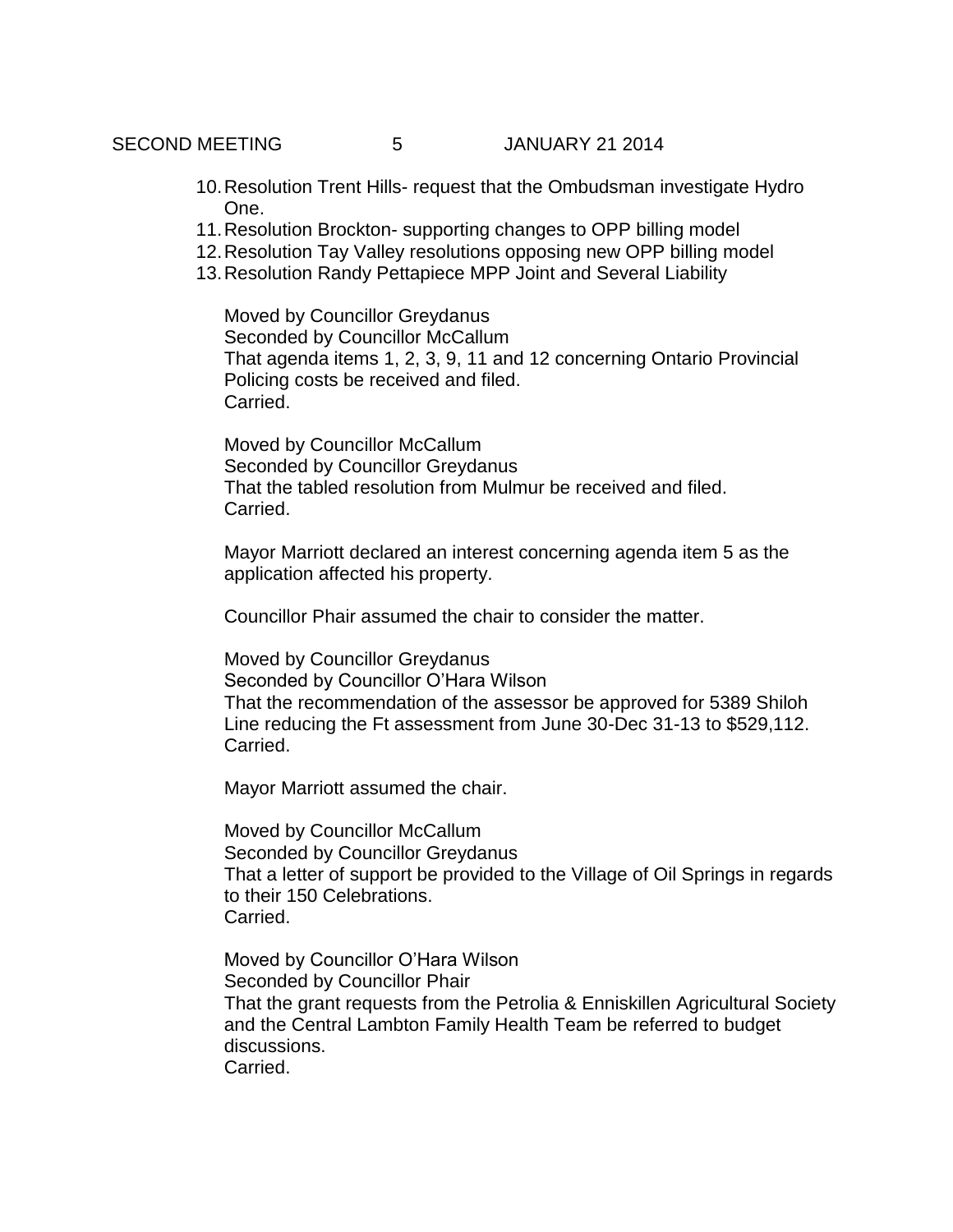10. Resolution Trent Hills- request that the Ombudsman investigate Hydro One.
11. Resolution Brockton- supporting changes to OPP billing model
12. Resolution Tay Valley resolutions opposing new OPP billing model
13. Resolution Randy Pettapiece MPP Joint and Several Liability

Moved by Councillor Greydanus
Seconded by Councillor McCallum
That agenda items 1, 2, 3, 9, 11 and 12 concerning Ontario Provincial Policing costs be received and filed.
Carried.

Moved by Councillor McCallum
Seconded by Councillor Greydanus
That the tabled resolution from Mulmur be received and filed.
Carried.

Mayor Marriott declared an interest concerning agenda item 5 as the application affected his property.

Councillor Phair assumed the chair to consider the matter.

Moved by Councillor Greydanus
Seconded by Councillor O'Hara Wilson
That the recommendation of the assessor be approved for 5389 Shiloh Line reducing the Ft assessment from June 30-Dec 31-13 to $529,112.
Carried.

Mayor Marriott assumed the chair.

Moved by Councillor McCallum
Seconded by Councillor Greydanus
That a letter of support be provided to the Village of Oil Springs in regards to their 150 Celebrations.
Carried.

Moved by Councillor O'Hara Wilson
Seconded by Councillor Phair
That the grant requests from the Petrolia & Enniskillen Agricultural Society and the Central Lambton Family Health Team be referred to budget discussions.
Carried.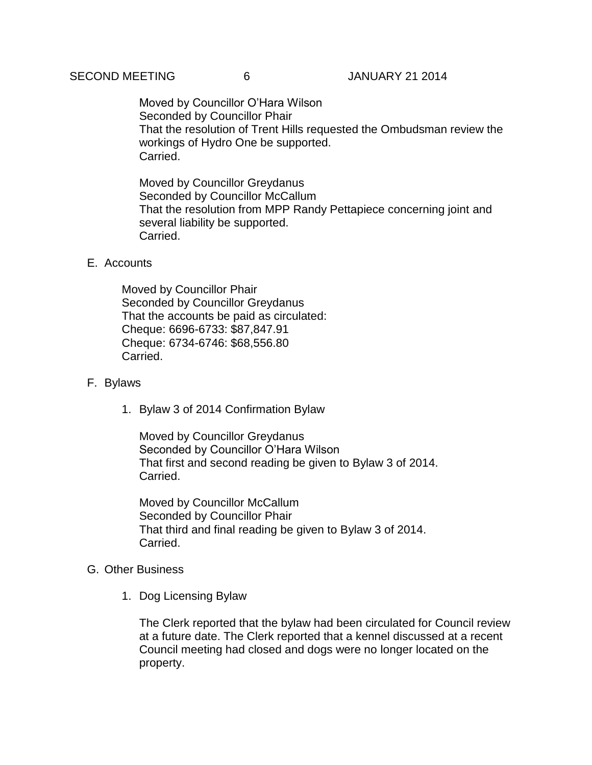Moved by Councillor O'Hara Wilson
Seconded by Councillor Phair
That the resolution of Trent Hills requested the Ombudsman review the workings of Hydro One be supported.
Carried.

Moved by Councillor Greydanus
Seconded by Councillor McCallum
That the resolution from MPP Randy Pettapiece concerning joint and several liability be supported.
Carried.

E. Accounts

Moved by Councillor Phair
Seconded by Councillor Greydanus
That the accounts be paid as circulated:
Cheque: 6696-6733: $87,847.91
Cheque: 6734-6746: $68,556.80
Carried.

F. Bylaws

1. Bylaw 3 of 2014 Confirmation Bylaw

Moved by Councillor Greydanus
Seconded by Councillor O'Hara Wilson
That first and second reading be given to Bylaw 3 of 2014.
Carried.

Moved by Councillor McCallum
Seconded by Councillor Phair
That third and final reading be given to Bylaw 3 of 2014.
Carried.

G. Other Business

1. Dog Licensing Bylaw

The Clerk reported that the bylaw had been circulated for Council review at a future date. The Clerk reported that a kennel discussed at a recent Council meeting had closed and dogs were no longer located on the property.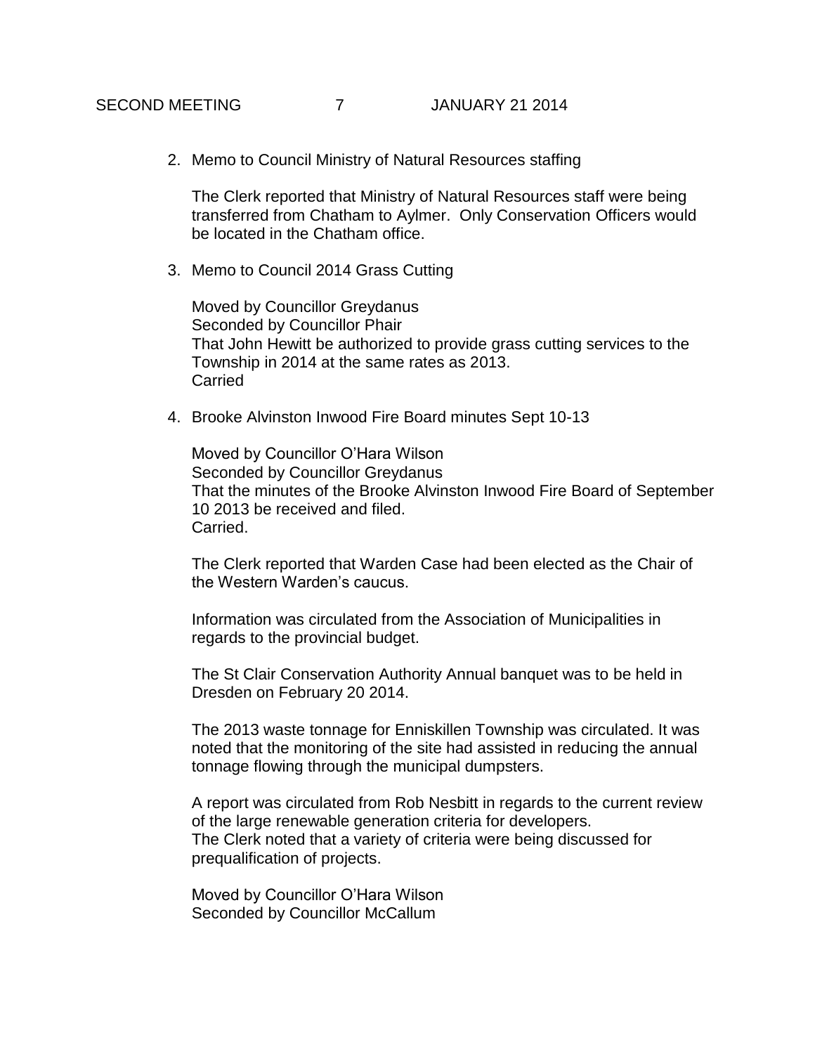2. Memo to Council Ministry of Natural Resources staffing

   The Clerk reported that Ministry of Natural Resources staff were being transferred from Chatham to Aylmer. Only Conservation Officers would be located in the Chatham office.

3. Memo to Council 2014 Grass Cutting

   Moved by Councillor Greydanus
   Seconded by Councillor Phair
   That John Hewitt be authorized to provide grass cutting services to the Township in 2014 at the same rates as 2013.
   Carried

4. Brooke Alvinston Inwood Fire Board minutes Sept 10-13

   Moved by Councillor O'Hara Wilson
   Seconded by Councillor Greydanus
   That the minutes of the Brooke Alvinston Inwood Fire Board of September 10 2013 be received and filed.
   Carried.

   The Clerk reported that Warden Case had been elected as the Chair of the Western Warden's caucus.

   Information was circulated from the Association of Municipalities in regards to the provincial budget.

   The St Clair Conservation Authority Annual banquet was to be held in Dresden on February 20 2014.

   The 2013 waste tonnage for Enniskillen Township was circulated. It was noted that the monitoring of the site had assisted in reducing the annual tonnage flowing through the municipal dumpsters.

   A report was circulated from Rob Nesbitt in regards to the current review of the large renewable generation criteria for developers.
   The Clerk noted that a variety of criteria were being discussed for prequalification of projects.

   Moved by Councillor O'Hara Wilson
   Seconded by Councillor McCallum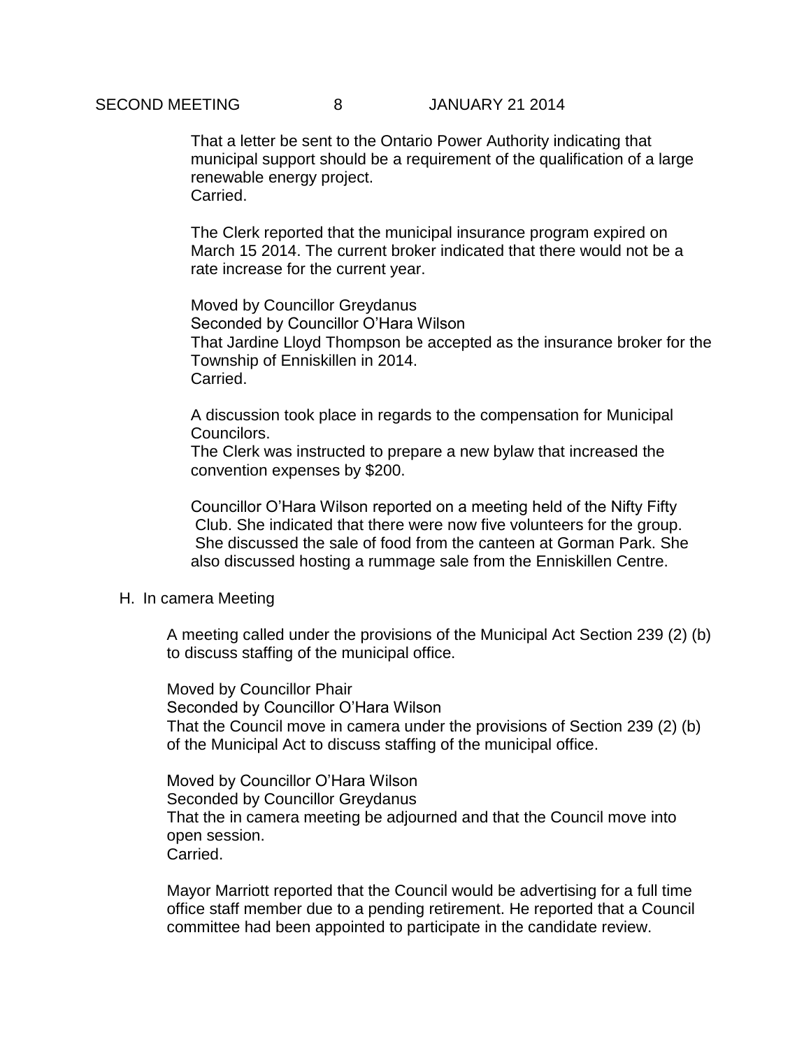That a letter be sent to the Ontario Power Authority indicating that municipal support should be a requirement of the qualification of a large renewable energy project.
Carried.

The Clerk reported that the municipal insurance program expired on March 15 2014. The current broker indicated that there would not be a rate increase for the current year.

Moved by Councillor Greydanus
Seconded by Councillor O'Hara Wilson
That Jardine Lloyd Thompson be accepted as the insurance broker for the Township of Enniskillen in 2014.
Carried.

A discussion took place in regards to the compensation for Municipal Councilors.
The Clerk was instructed to prepare a new bylaw that increased the convention expenses by $200.

Councillor O'Hara Wilson reported on a meeting held of the Nifty Fifty Club. She indicated that there were now five volunteers for the group. She discussed the sale of food from the canteen at Gorman Park. She also discussed hosting a rummage sale from the Enniskillen Centre.

H. In camera Meeting

A meeting called under the provisions of the Municipal Act Section 239 (2) (b) to discuss staffing of the municipal office.

Moved by Councillor Phair
Seconded by Councillor O'Hara Wilson
That the Council move in camera under the provisions of Section 239 (2) (b) of the Municipal Act to discuss staffing of the municipal office.

Moved by Councillor O'Hara Wilson
Seconded by Councillor Greydanus
That the in camera meeting be adjourned and that the Council move into open session.
Carried.

Mayor Marriott reported that the Council would be advertising for a full time office staff member due to a pending retirement. He reported that a Council committee had been appointed to participate in the candidate review.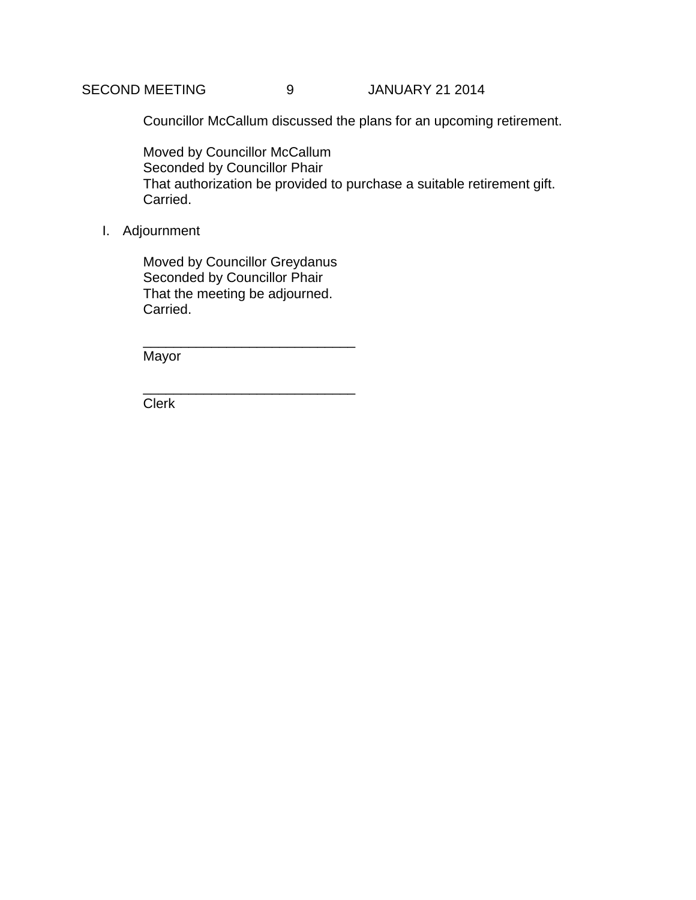Councillor McCallum discussed the plans for an upcoming retirement.

Moved by Councillor McCallum
Seconded by Councillor Phair
That authorization be provided to purchase a suitable retirement gift.
Carried.

I. Adjournment

Moved by Councillor Greydanus
Seconded by Councillor Phair
That the meeting be adjourned.
Carried.

____________________________
Mayor

____________________________
Clerk